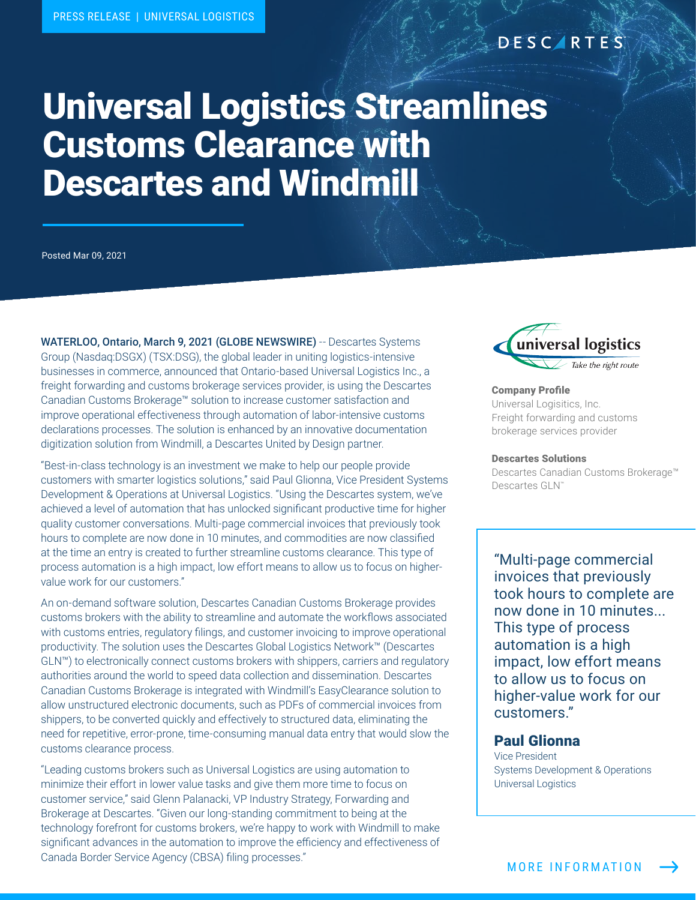PRESS RELEASE | UNIVERSAL LOGISTICS

# Universal Logistics Streamlines Customs Clearance with Descartes and Windmill

Posted Mar 09, 2021

**WATERLOO, Ontario, March 9, 2021 (GLOBE NEWSWIRE)** -- Descartes Systems Group (Nasdaq:DSGX) (TSX:DSG), the global leader in uniting logistics-intensive businesses in commerce, announced that Ontario-based Universal Logistics Inc., a freight forwarding and customs brokerage services provider, is using the Descartes Canadian Customs Brokerage™ solution to increase customer satisfaction and improve operational effectiveness through automation of labor-intensive customs declarations processes. The solution is enhanced by an innovative documentation digitization solution from Windmill, a Descartes United by Design partner.

"Best-in-class technology is an investment we make to help our people provide customers with smarter logistics solutions," said Paul Glionna, Vice President Systems Development & Operations at Universal Logistics. "Using the Descartes system, we've achieved a level of automation that has unlocked significant productive time for higher quality customer conversations. Multi-page commercial invoices that previously took hours to complete are now done in 10 minutes, and commodities are now classified at the time an entry is created to further streamline customs clearance. This type of process automation is a high impact, low effort means to allow us to focus on higher-value work for our customers."

An on-demand software solution, Descartes Canadian Customs Brokerage provides customs brokers with the ability to streamline and automate the workflows associated with customs entries, regulatory filings, and customer invoicing to improve operational productivity. The solution uses the Descartes Global Logistics Network™ (Descartes GLN™) to electronically connect customs brokers with shippers, carriers and regulatory authorities around the world to speed data collection and dissemination. Descartes Canadian Customs Brokerage is integrated with Windmill's EasyClearance solution to allow unstructured electronic documents, such as PDFs of commercial invoices from shippers, to be converted quickly and effectively to structured data, eliminating the need for repetitive, error-prone, time-consuming manual data entry that would slow the customs clearance process.

"Leading customs brokers such as Universal Logistics are using automation to minimize their effort in lower value tasks and give them more time to focus on customer service," said Glenn Palanacki, VP Industry Strategy, Forwarding and Brokerage at Descartes. "Given our long-standing commitment to being at the technology forefront for customs brokers, we're happy to work with Windmill to make significant advances in the automation to improve the efficiency and effectiveness of Canada Border Service Agency (CBSA) filing processes."

universal logistics
*Take the right route*

**Company Profile**
Universal Logisitics, Inc.
Freight forwarding and customs brokerage services provider

**Descartes Solutions**
Descartes Canadian Customs Brokerage™
Descartes GLN™

> "Multi-page commercial invoices that previously took hours to complete are now done in 10 minutes... This type of process automation is a high impact, low effort means to allow us to focus on higher-value work for our customers."

**Paul Glionna**
Vice President
Systems Development & Operations
Universal Logistics

MORE INFORMATION →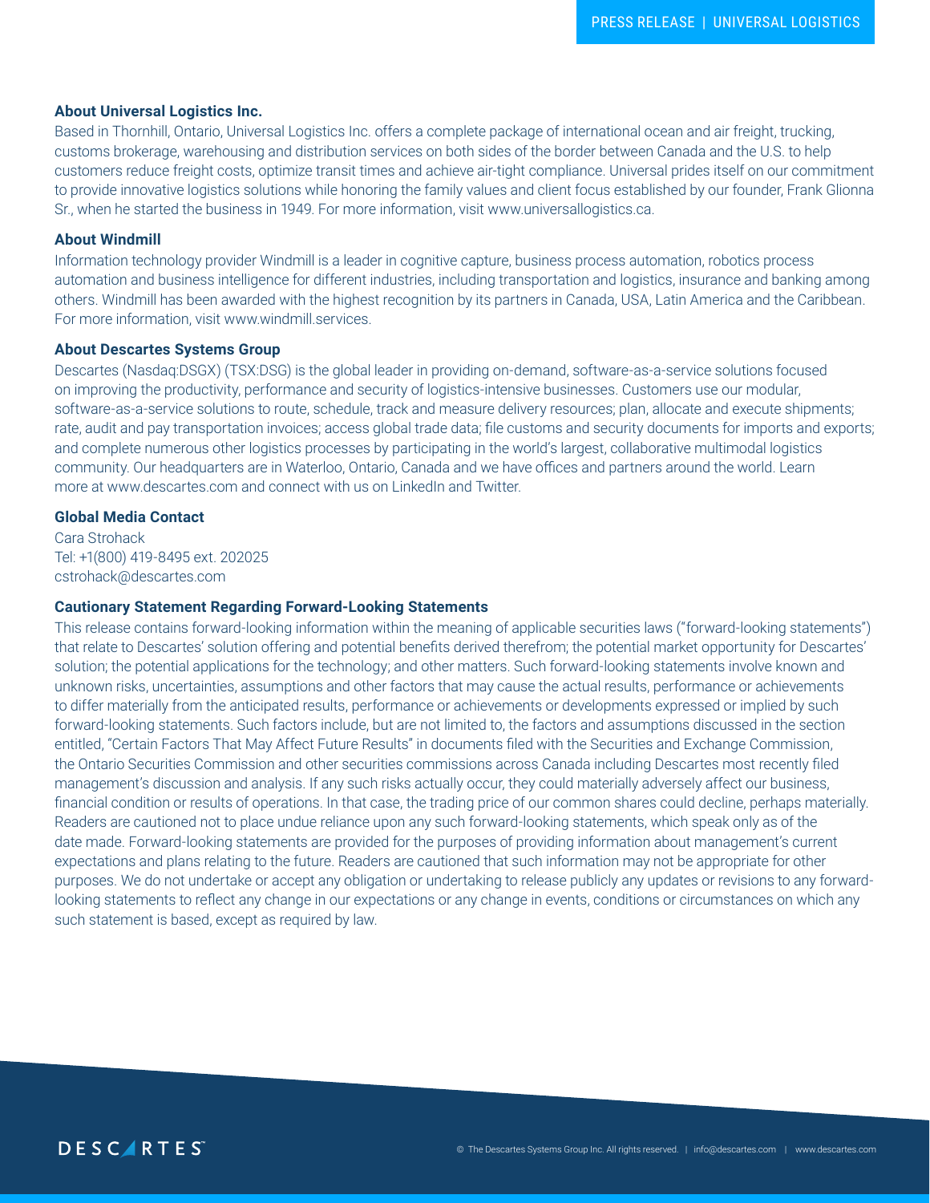**About Universal Logistics Inc.**

Based in Thornhill, Ontario, Universal Logistics Inc. offers a complete package of international ocean and air freight, trucking, customs brokerage, warehousing and distribution services on both sides of the border between Canada and the U.S. to help customers reduce freight costs, optimize transit times and achieve air-tight compliance. Universal prides itself on our commitment to provide innovative logistics solutions while honoring the family values and client focus established by our founder, Frank Glionna Sr., when he started the business in 1949. For more information, visit www.universallogistics.ca.

**About Windmill**

Information technology provider Windmill is a leader in cognitive capture, business process automation, robotics process automation and business intelligence for different industries, including transportation and logistics, insurance and banking among others. Windmill has been awarded with the highest recognition by its partners in Canada, USA, Latin America and the Caribbean. For more information, visit www.windmill.services.

**About Descartes Systems Group**

Descartes (Nasdaq:DSGX) (TSX:DSG) is the global leader in providing on-demand, software-as-a-service solutions focused on improving the productivity, performance and security of logistics-intensive businesses. Customers use our modular, software-as-a-service solutions to route, schedule, track and measure delivery resources; plan, allocate and execute shipments; rate, audit and pay transportation invoices; access global trade data; file customs and security documents for imports and exports; and complete numerous other logistics processes by participating in the world's largest, collaborative multimodal logistics community. Our headquarters are in Waterloo, Ontario, Canada and we have offices and partners around the world. Learn more at www.descartes.com and connect with us on LinkedIn and Twitter.

**Global Media Contact**

Cara Strohack
Tel: +1(800) 419-8495 ext. 202025
cstrohack@descartes.com

**Cautionary Statement Regarding Forward-Looking Statements**

This release contains forward-looking information within the meaning of applicable securities laws ("forward-looking statements") that relate to Descartes' solution offering and potential benefits derived therefrom; the potential market opportunity for Descartes' solution; the potential applications for the technology; and other matters. Such forward-looking statements involve known and unknown risks, uncertainties, assumptions and other factors that may cause the actual results, performance or achievements to differ materially from the anticipated results, performance or achievements or developments expressed or implied by such forward-looking statements. Such factors include, but are not limited to, the factors and assumptions discussed in the section entitled, "Certain Factors That May Affect Future Results" in documents filed with the Securities and Exchange Commission, the Ontario Securities Commission and other securities commissions across Canada including Descartes most recently filed management's discussion and analysis. If any such risks actually occur, they could materially adversely affect our business, financial condition or results of operations. In that case, the trading price of our common shares could decline, perhaps materially. Readers are cautioned not to place undue reliance upon any such forward-looking statements, which speak only as of the date made. Forward-looking statements are provided for the purposes of providing information about management's current expectations and plans relating to the future. Readers are cautioned that such information may not be appropriate for other purposes. We do not undertake or accept any obligation or undertaking to release publicly any updates or revisions to any forward-looking statements to reflect any change in our expectations or any change in events, conditions or circumstances on which any such statement is based, except as required by law.